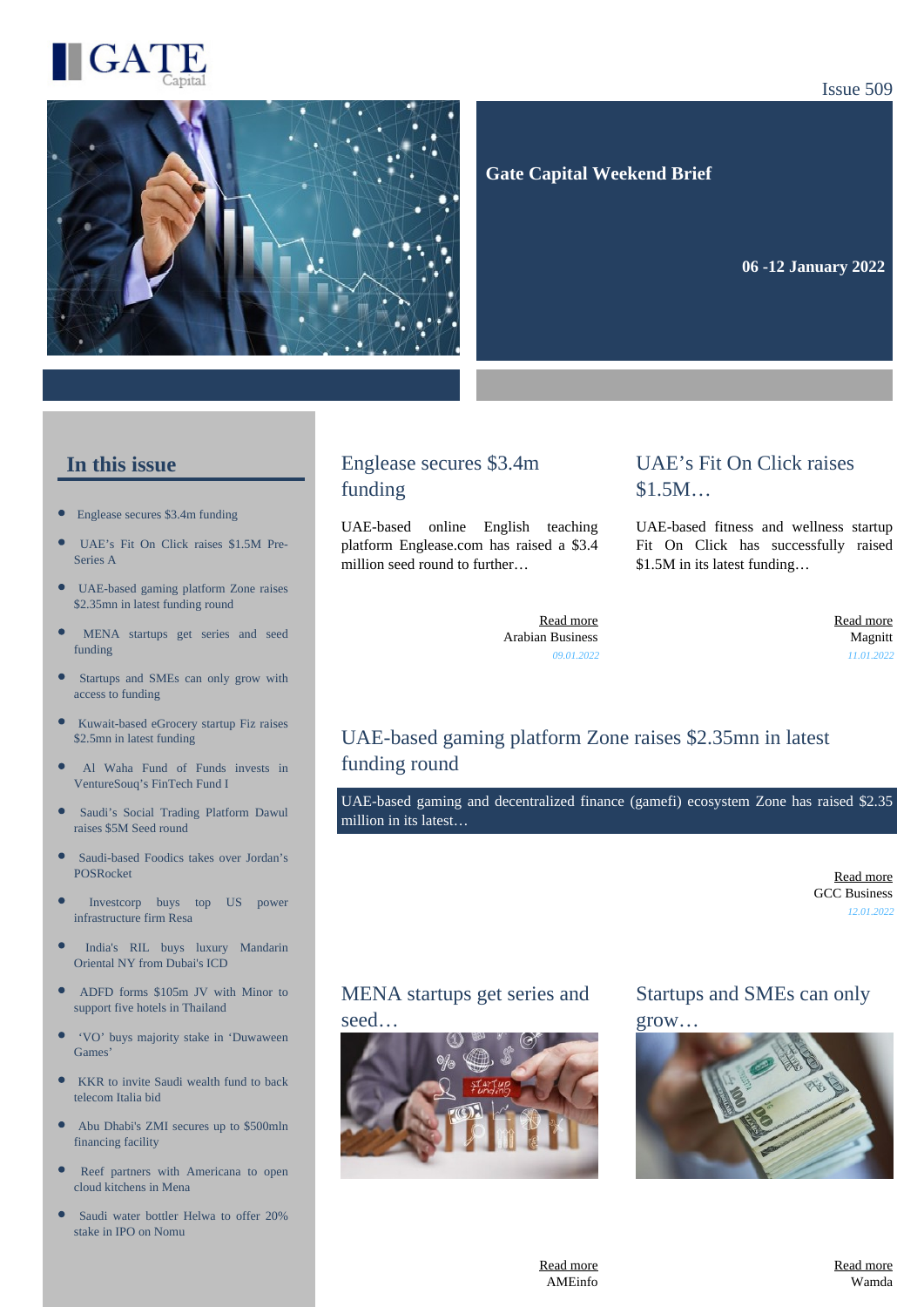# GATE Capital

Issue 509

## Gate Capital Weekend Brief

**06 -12 January 2022**

## In this issue

- Englease secures $3.4m funding
- UAE's Fit On Click raises $1.5M Pre-Series A
- UAE-based gaming platform Zone raises $2.35mn in latest funding round
- MENA startups get series and seed funding
- Startups and SMEs can only grow with access to funding
- Kuwait-based eGrocery startup Fiz raises $2.5mn in latest funding
- Al Waha Fund of Funds invests in VentureSouq's FinTech Fund I
- Saudi's Social Trading Platform Dawul raises $5M Seed round
- Saudi-based Foodics takes over Jordan's POSRocket
- Investcorp buys top US power infrastructure firm Resa
- India's RIL buys luxury Mandarin Oriental NY from Dubai's ICD
- ADFD forms $105m JV with Minor to support five hotels in Thailand
- 'VO' buys majority stake in 'Duwaween Games'
- KKR to invite Saudi wealth fund to back telecom Italia bid
- Abu Dhabi's ZMI secures up to $500mln financing facility
- Reef partners with Americana to open cloud kitchens in Mena
- Saudi water bottler Helwa to offer 20% stake in IPO on Nomu

## Englease secures $3.4m funding

UAE-based online English teaching platform Englease.com has raised a $3.4 million seed round to further…

Read more
Arabian Business
*09.01.2022*

## UAE's Fit On Click raises $1.5M…

UAE-based fitness and wellness startup Fit On Click has successfully raised $1.5M in its latest funding…

Read more
Magnitt
*11.01.2022*

## UAE-based gaming platform Zone raises $2.35mn in latest funding round

UAE-based gaming and decentralized finance (gamefi) ecosystem Zone has raised $2.35 million in its latest…

Read more
GCC Business
*12.01.2022*

## MENA startups get series and seed…

Read more
AMEinfo

## Startups and SMEs can only grow…

Read more
Wamda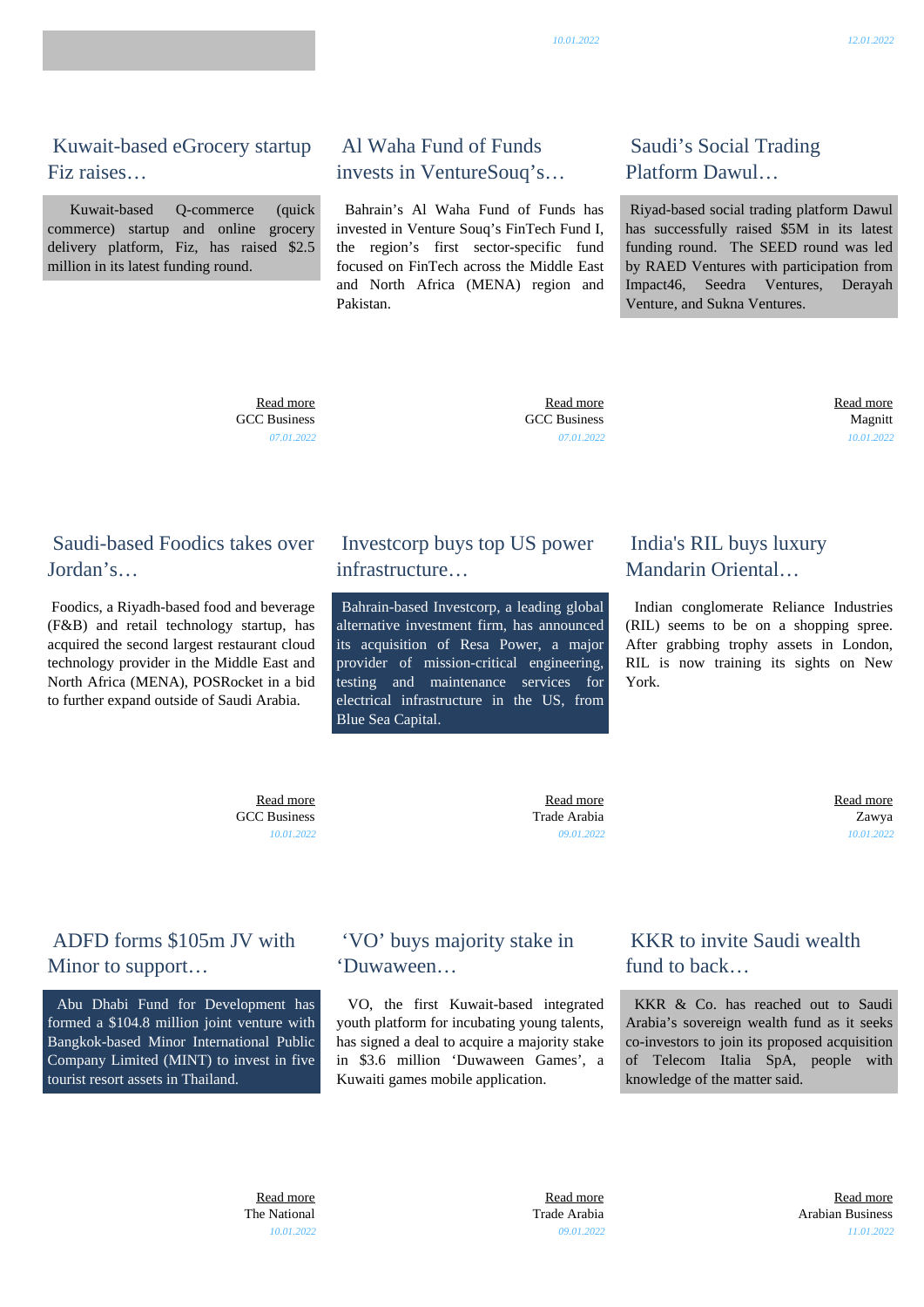10.01.2022

12.01.2022

## Kuwait-based eGrocery startup Fiz raises…

Kuwait-based Q-commerce (quick commerce) startup and online grocery delivery platform, Fiz, has raised $2.5 million in its latest funding round.

Read more
GCC Business
07.01.2022

## Al Waha Fund of Funds invests in VentureSouq's…

Bahrain's Al Waha Fund of Funds has invested in Venture Souq's FinTech Fund I, the region's first sector-specific fund focused on FinTech across the Middle East and North Africa (MENA) region and Pakistan.

Read more
GCC Business
07.01.2022

## Saudi's Social Trading Platform Dawul…

Riyad-based social trading platform Dawul has successfully raised $5M in its latest funding round. The SEED round was led by RAED Ventures with participation from Impact46, Seedra Ventures, Derayah Venture, and Sukna Ventures.

Read more
Magnitt
10.01.2022

## Saudi-based Foodics takes over Jordan's…

Foodics, a Riyadh-based food and beverage (F&B) and retail technology startup, has acquired the second largest restaurant cloud technology provider in the Middle East and North Africa (MENA), POSRocket in a bid to further expand outside of Saudi Arabia.

Read more
GCC Business
10.01.2022

## Investcorp buys top US power infrastructure…

Bahrain-based Investcorp, a leading global alternative investment firm, has announced its acquisition of Resa Power, a major provider of mission-critical engineering, testing and maintenance services for electrical infrastructure in the US, from Blue Sea Capital.

Read more
Trade Arabia
09.01.2022

## India's RIL buys luxury Mandarin Oriental…

Indian conglomerate Reliance Industries (RIL) seems to be on a shopping spree. After grabbing trophy assets in London, RIL is now training its sights on New York.

Read more
Zawya
10.01.2022

## ADFD forms $105m JV with Minor to support…

Abu Dhabi Fund for Development has formed a $104.8 million joint venture with Bangkok-based Minor International Public Company Limited (MINT) to invest in five tourist resort assets in Thailand.

Read more
The National
10.01.2022

## 'VO' buys majority stake in 'Duwaween…

VO, the first Kuwait-based integrated youth platform for incubating young talents, has signed a deal to acquire a majority stake in $3.6 million 'Duwaween Games', a Kuwaiti games mobile application.

Read more
Trade Arabia
09.01.2022

## KKR to invite Saudi wealth fund to back…

KKR & Co. has reached out to Saudi Arabia's sovereign wealth fund as it seeks co-investors to join its proposed acquisition of Telecom Italia SpA, people with knowledge of the matter said.

Read more
Arabian Business
11.01.2022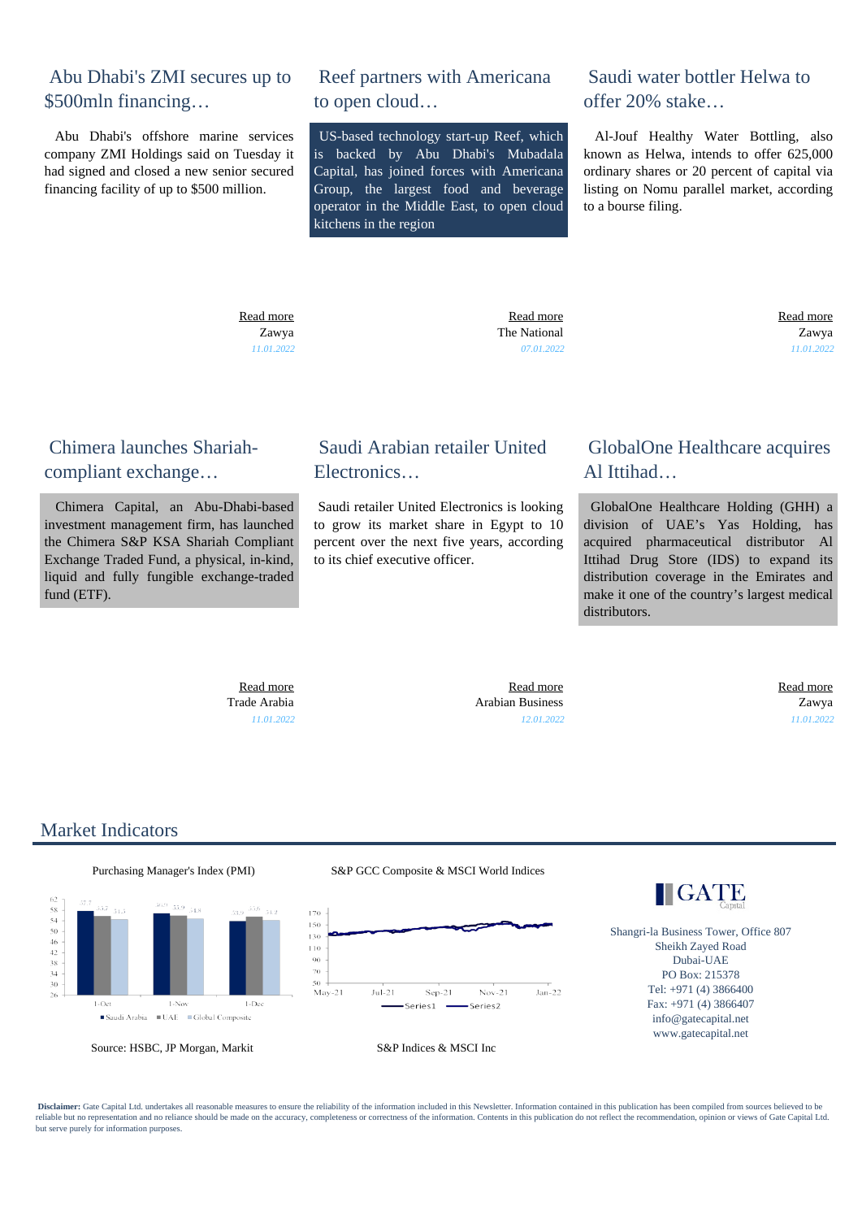## Abu Dhabi's ZMI secures up to $500mln financing…

Abu Dhabi's offshore marine services company ZMI Holdings said on Tuesday it had signed and closed a new senior secured financing facility of up to $500 million.

Read more
Zawya
*11.01.2022*

## Reef partners with Americana to open cloud…

US-based technology start-up Reef, which is backed by Abu Dhabi's Mubadala Capital, has joined forces with Americana Group, the largest food and beverage operator in the Middle East, to open cloud kitchens in the region

Read more
The National
*07.01.2022*

## Saudi water bottler Helwa to offer 20% stake…

Al-Jouf Healthy Water Bottling, also known as Helwa, intends to offer 625,000 ordinary shares or 20 percent of capital via listing on Nomu parallel market, according to a bourse filing.

Read more
Zawya
*11.01.2022*

## Chimera launches Shariah-compliant exchange…

Chimera Capital, an Abu-Dhabi-based investment management firm, has launched the Chimera S&P KSA Shariah Compliant Exchange Traded Fund, a physical, in-kind, liquid and fully fungible exchange-traded fund (ETF).

Read more
Trade Arabia
*11.01.2022*

## Saudi Arabian retailer United Electronics…

Saudi retailer United Electronics is looking to grow its market share in Egypt to 10 percent over the next five years, according to its chief executive officer.

Read more
Arabian Business
*12.01.2022*

## GlobalOne Healthcare acquires Al Ittihad…

GlobalOne Healthcare Holding (GHH) a division of UAE's Yas Holding, has acquired pharmaceutical distributor Al Ittihad Drug Store (IDS) to expand its distribution coverage in the Emirates and make it one of the country's largest medical distributors.

Read more
Zawya
*11.01.2022*

# Market Indicators

Purchasing Manager's Index (PMI)

62
58
54
50
46
42
38
34
30
26

57.7 55.7 54.5
56.9 55.9 54.8
53.9 55.6 54.2

1-Oct 1-Nov 1-Dec

Saudi Arabia UAE Global Composite

Source: HSBC, JP Morgan, Markit

S&P GCC Composite & MSCI World Indices

170
150
130
110
90
70
50

May-21 Jul-21 Sep-21 Nov-21 Jan-22

Series1 Series2

S&P Indices & MSCI Inc

GATE Capital

Shangri-la Business Tower, Office 807
Sheikh Zayed Road
Dubai-UAE
PO Box: 215378
Tel: +971 (4) 3866400
Fax: +971 (4) 3866407
info@gatecapital.net
www.gatecapital.net

**Disclaimer:** Gate Capital Ltd. undertakes all reasonable measures to ensure the reliability of the information included in this Newsletter. Information contained in this publication has been compiled from sources believed to be reliable but no representation and no reliance should be made on the accuracy, completeness or correctness of the information. Contents in this publication do not reflect the recommendation, opinion or views of Gate Capital Ltd. but serve purely for information purposes.